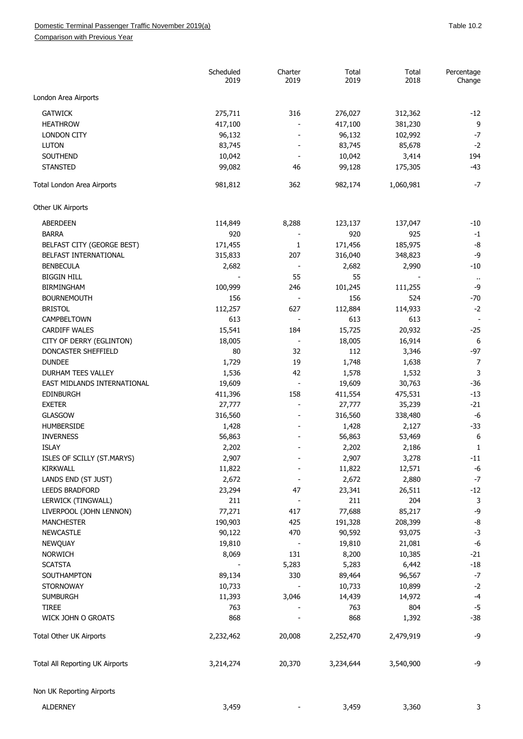Domestic Terminal Passenger Traffic November 2019(a)

Comparison with Previous Year

Table 10.2

| | Scheduled 2019 | Charter 2019 | Total 2019 | Total 2018 | Percentage Change |
|---|---|---|---|---|---|
| London Area Airports | | | | | |
| GATWICK | 275,711 | 316 | 276,027 | 312,362 | -12 |
| HEATHROW | 417,100 | - | 417,100 | 381,230 | 9 |
| LONDON CITY | 96,132 | - | 96,132 | 102,992 | -7 |
| LUTON | 83,745 | - | 83,745 | 85,678 | -2 |
| SOUTHEND | 10,042 | - | 10,042 | 3,414 | 194 |
| STANSTED | 99,082 | 46 | 99,128 | 175,305 | -43 |
| Total London Area Airports | 981,812 | 362 | 982,174 | 1,060,981 | -7 |
| Other UK Airports | | | | | |
| ABERDEEN | 114,849 | 8,288 | 123,137 | 137,047 | -10 |
| BARRA | 920 | - | 920 | 925 | -1 |
| BELFAST CITY (GEORGE BEST) | 171,455 | 1 | 171,456 | 185,975 | -8 |
| BELFAST INTERNATIONAL | 315,833 | 207 | 316,040 | 348,823 | -9 |
| BENBECULA | 2,682 | - | 2,682 | 2,990 | -10 |
| BIGGIN HILL | - | 55 | 55 | - | .. |
| BIRMINGHAM | 100,999 | 246 | 101,245 | 111,255 | -9 |
| BOURNEMOUTH | 156 | - | 156 | 524 | -70 |
| BRISTOL | 112,257 | 627 | 112,884 | 114,933 | -2 |
| CAMPBELTOWN | 613 | - | 613 | 613 | - |
| CARDIFF WALES | 15,541 | 184 | 15,725 | 20,932 | -25 |
| CITY OF DERRY (EGLINTON) | 18,005 | - | 18,005 | 16,914 | 6 |
| DONCASTER SHEFFIELD | 80 | 32 | 112 | 3,346 | -97 |
| DUNDEE | 1,729 | 19 | 1,748 | 1,638 | 7 |
| DURHAM TEES VALLEY | 1,536 | 42 | 1,578 | 1,532 | 3 |
| EAST MIDLANDS INTERNATIONAL | 19,609 | - | 19,609 | 30,763 | -36 |
| EDINBURGH | 411,396 | 158 | 411,554 | 475,531 | -13 |
| EXETER | 27,777 | - | 27,777 | 35,239 | -21 |
| GLASGOW | 316,560 | - | 316,560 | 338,480 | -6 |
| HUMBERSIDE | 1,428 | - | 1,428 | 2,127 | -33 |
| INVERNESS | 56,863 | - | 56,863 | 53,469 | 6 |
| ISLAY | 2,202 | - | 2,202 | 2,186 | 1 |
| ISLES OF SCILLY (ST.MARYS) | 2,907 | - | 2,907 | 3,278 | -11 |
| KIRKWALL | 11,822 | - | 11,822 | 12,571 | -6 |
| LANDS END (ST JUST) | 2,672 | - | 2,672 | 2,880 | -7 |
| LEEDS BRADFORD | 23,294 | 47 | 23,341 | 26,511 | -12 |
| LERWICK (TINGWALL) | 211 | - | 211 | 204 | 3 |
| LIVERPOOL (JOHN LENNON) | 77,271 | 417 | 77,688 | 85,217 | -9 |
| MANCHESTER | 190,903 | 425 | 191,328 | 208,399 | -8 |
| NEWCASTLE | 90,122 | 470 | 90,592 | 93,075 | -3 |
| NEWQUAY | 19,810 | - | 19,810 | 21,081 | -6 |
| NORWICH | 8,069 | 131 | 8,200 | 10,385 | -21 |
| SCATSTA | - | 5,283 | 5,283 | 6,442 | -18 |
| SOUTHAMPTON | 89,134 | 330 | 89,464 | 96,567 | -7 |
| STORNOWAY | 10,733 | - | 10,733 | 10,899 | -2 |
| SUMBURGH | 11,393 | 3,046 | 14,439 | 14,972 | -4 |
| TIREE | 763 | - | 763 | 804 | -5 |
| WICK JOHN O GROATS | 868 | - | 868 | 1,392 | -38 |
| Total Other UK Airports | 2,232,462 | 20,008 | 2,252,470 | 2,479,919 | -9 |
| Total All Reporting UK Airports | 3,214,274 | 20,370 | 3,234,644 | 3,540,900 | -9 |
| Non UK Reporting Airports | | | | | |
| ALDERNEY | 3,459 | - | 3,459 | 3,360 | 3 |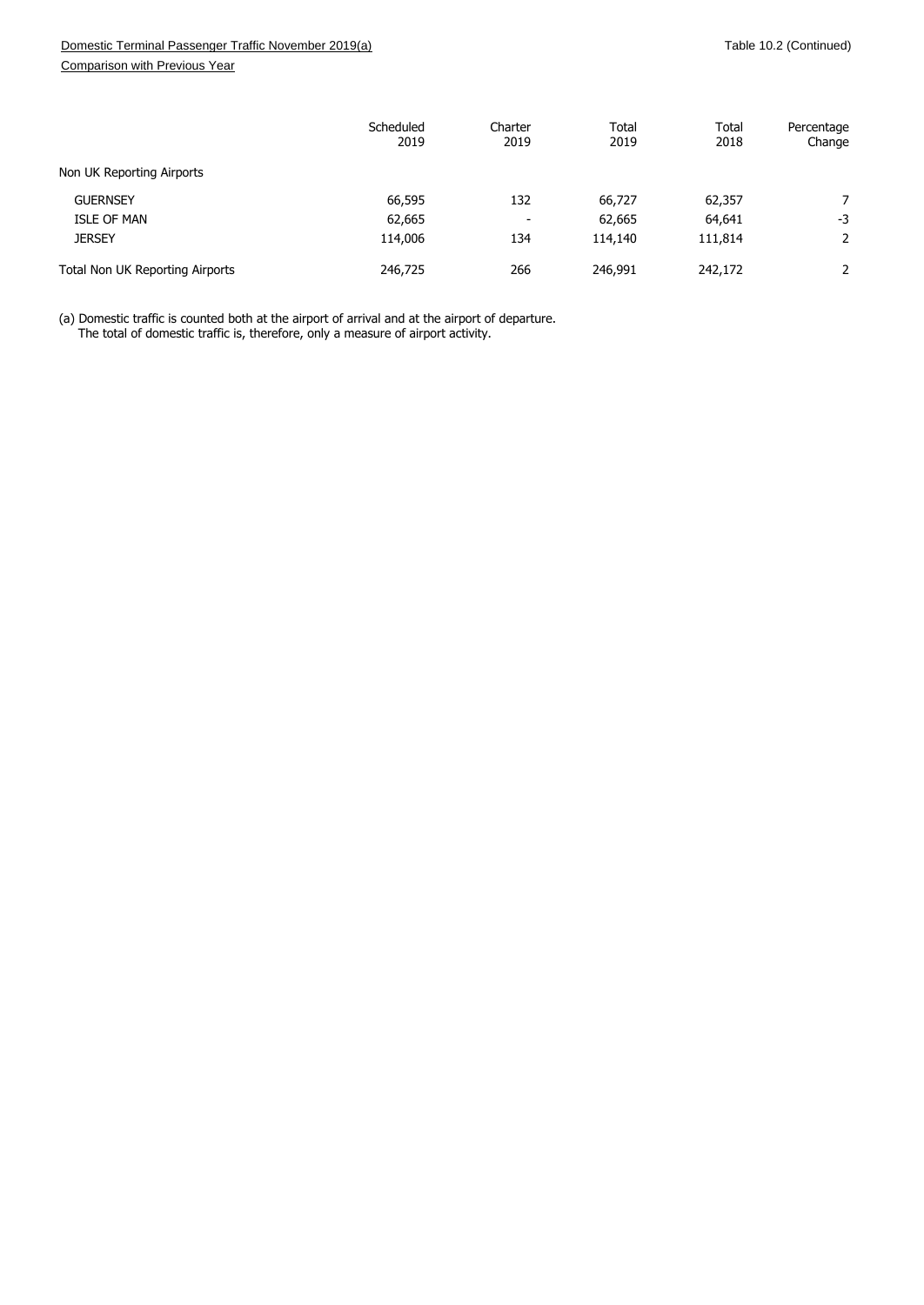Domestic Terminal Passenger Traffic November 2019(a)

Comparison with Previous Year

Table 10.2 (Continued)

| | Scheduled 2019 | Charter 2019 | Total 2019 | Total 2018 | Percentage Change |
|---|---|---|---|---|---|
| Non UK Reporting Airports | | | | | |
| GUERNSEY | 66,595 | 132 | 66,727 | 62,357 | 7 |
| ISLE OF MAN | 62,665 | - | 62,665 | 64,641 | -3 |
| JERSEY | 114,006 | 134 | 114,140 | 111,814 | 2 |
| Total Non UK Reporting Airports | 246,725 | 266 | 246,991 | 242,172 | 2 |

(a) Domestic traffic is counted both at the airport of arrival and at the airport of departure.
The total of domestic traffic is, therefore, only a measure of airport activity.